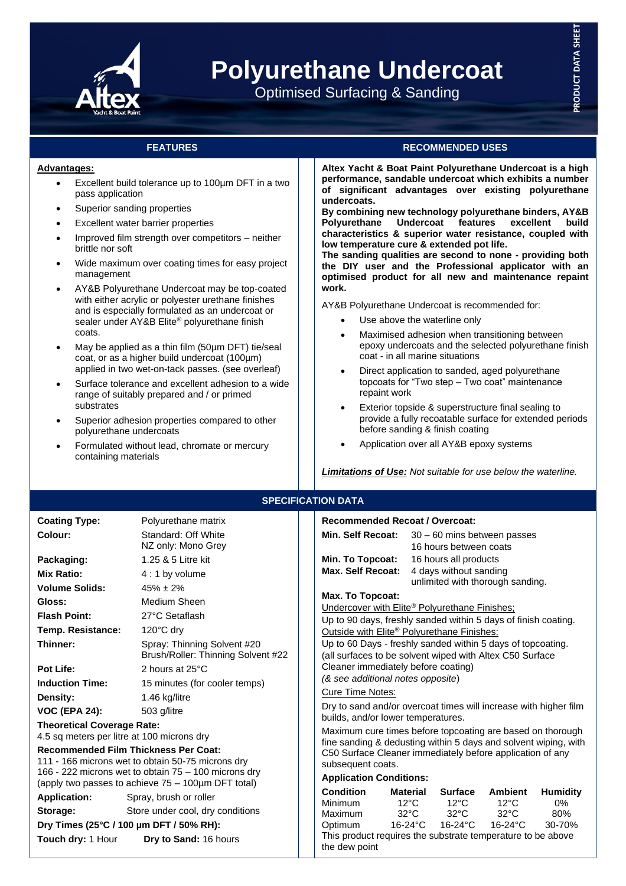# Polyurethane Undercoat

Optimised Surfacing & Sanding

PRODUCT DATA SHEET

## FEATURES

**Advantages:**

- Excellent build tolerance up to 100µm DFT in a two pass application
- Superior sanding properties
- Excellent water barrier properties
- Improved film strength over competitors – neither brittle nor soft
- Wide maximum over coating times for easy project management
- AY&B Polyurethane Undercoat may be top-coated with either acrylic or polyester urethane finishes and is especially formulated as an undercoat or sealer under AY&B Elite® polyurethane finish coats.
- May be applied as a thin film (50µm DFT) tie/seal coat, or as a higher build undercoat (100µm) applied in two wet-on-tack passes. (see overleaf)
- Surface tolerance and excellent adhesion to a wide range of suitably prepared and / or primed substrates
- Superior adhesion properties compared to other polyurethane undercoats
- Formulated without lead, chromate or mercury containing materials

## RECOMMENDED USES

**Altex Yacht & Boat Paint Polyurethane Undercoat is a high performance, sandable undercoat which exhibits a number of significant advantages over existing polyurethane undercoats.**

**By combining new technology polyurethane binders, AY&B Polyurethane Undercoat features excellent build characteristics & superior water resistance, coupled with low temperature cure & extended pot life.**

**The sanding qualities are second to none - providing both the DIY user and the Professional applicator with an optimised product for all new and maintenance repaint work.**

AY&B Polyurethane Undercoat is recommended for:

- Use above the waterline only
- Maximised adhesion when transitioning between epoxy undercoats and the selected polyurethane finish coat - in all marine situations
- Direct application to sanded, aged polyurethane topcoats for "Two step – Two coat" maintenance repaint work
- Exterior topside & superstructure final sealing to provide a fully recoatable surface for extended periods before sanding & finish coating
- Application over all AY&B epoxy systems

***Limitations of Use:*** *Not suitable for use below the waterline.*

## SPECIFICATION DATA

**Coating Type:** Polyurethane matrix

**Colour:** Standard: Off White
NZ only: Mono Grey

**Packaging:** 1.25 & 5 Litre kit

**Mix Ratio:** 4 : 1 by volume

**Volume Solids:** 45% ± 2%

**Gloss:** Medium Sheen

**Flash Point:** 27°C Setaflash

**Temp. Resistance:** 120°C dry

**Thinner:** Spray: Thinning Solvent #20
Brush/Roller: Thinning Solvent #22

**Pot Life:** 2 hours at 25°C

**Induction Time:** 15 minutes (for cooler temps)

**Density:** 1.46 kg/litre

**VOC (EPA 24):** 503 g/litre

**Theoretical Coverage Rate:**
4.5 sq meters per litre at 100 microns dry

**Recommended Film Thickness Per Coat:**
111 - 166 microns wet to obtain 50-75 microns dry
166 - 222 microns wet to obtain 75 – 100 microns dry
(apply two passes to achieve 75 – 100µm DFT total)

**Application:** Spray, brush or roller

**Storage:** Store under cool, dry conditions

**Dry Times (25°C / 100 µm DFT / 50% RH):**

**Touch dry:** 1 Hour **Dry to Sand:** 16 hours

**Recommended Recoat / Overcoat:**

**Min. Self Recoat:** 30 – 60 mins between passes
16 hours between coats

**Min. To Topcoat:** 16 hours all products

**Max. Self Recoat:** 4 days without sanding
unlimited with thorough sanding.

**Max. To Topcoat:**

Undercover with Elite® Polyurethane Finishes;

Up to 90 days, freshly sanded within 5 days of finish coating.

Outside with Elite® Polyurethane Finishes:

Up to 60 Days - freshly sanded within 5 days of topcoating.
(all surfaces to be solvent wiped with Altex C50 Surface Cleaner immediately before coating)
*(& see additional notes opposite)*

Cure Time Notes:

Dry to sand and/or overcoat times will increase with higher film builds, and/or lower temperatures.

Maximum cure times before topcoating are based on thorough fine sanding & dedusting within 5 days and solvent wiping, with C50 Surface Cleaner immediately before application of any subsequent coats.

**Application Conditions:**

| Condition | Material | Surface | Ambient | Humidity |
|---|---|---|---|---|
| Minimum | 12°C | 12°C | 12°C | 0% |
| Maximum | 32°C | 32°C | 32°C | 80% |
| Optimum | 16-24°C | 16-24°C | 16-24°C | 30-70% |

This product requires the substrate temperature to be above the dew point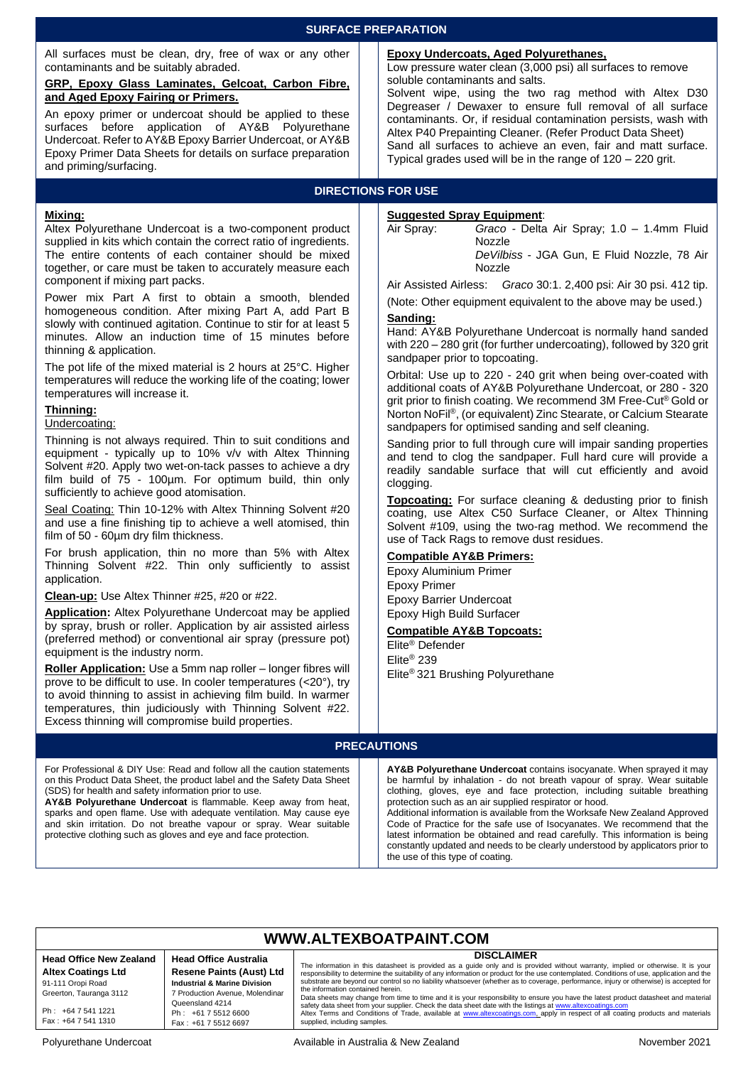## SURFACE PREPARATION

All surfaces must be clean, dry, free of wax or any other contaminants and be suitably abraded.

**GRP, Epoxy Glass Laminates, Gelcoat, Carbon Fibre, and Aged Epoxy Fairing or Primers.**

An epoxy primer or undercoat should be applied to these surfaces before application of AY&B Polyurethane Undercoat. Refer to AY&B Epoxy Barrier Undercoat, or AY&B Epoxy Primer Data Sheets for details on surface preparation and priming/surfacing.

**Epoxy Undercoats, Aged Polyurethanes,**

Low pressure water clean (3,000 psi) all surfaces to remove soluble contaminants and salts.
Solvent wipe, using the two rag method with Altex D30 Degreaser / Dewaxer to ensure full removal of all surface contaminants. Or, if residual contamination persists, wash with Altex P40 Prepainting Cleaner. (Refer Product Data Sheet)
Sand all surfaces to achieve an even, fair and matt surface. Typical grades used will be in the range of 120 – 220 grit.

## DIRECTIONS FOR USE

**Mixing:**

Altex Polyurethane Undercoat is a two-component product supplied in kits which contain the correct ratio of ingredients. The entire contents of each container should be mixed together, or care must be taken to accurately measure each component if mixing part packs.

Power mix Part A first to obtain a smooth, blended homogeneous condition. After mixing Part A, add Part B slowly with continued agitation. Continue to stir for at least 5 minutes. Allow an induction time of 15 minutes before thinning & application.

The pot life of the mixed material is 2 hours at 25°C. Higher temperatures will reduce the working life of the coating; lower temperatures will increase it.

**Thinning:**

Undercoating:

Thinning is not always required. Thin to suit conditions and equipment - typically up to 10% v/v with Altex Thinning Solvent #20. Apply two wet-on-tack passes to achieve a dry film build of 75 - 100µm. For optimum build, thin only sufficiently to achieve good atomisation.

Seal Coating: Thin 10-12% with Altex Thinning Solvent #20 and use a fine finishing tip to achieve a well atomised, thin film of 50 - 60µm dry film thickness.

For brush application, thin no more than 5% with Altex Thinning Solvent #22. Thin only sufficiently to assist application.

**Clean-up:** Use Altex Thinner #25, #20 or #22.

**Application:** Altex Polyurethane Undercoat may be applied by spray, brush or roller. Application by air assisted airless (preferred method) or conventional air spray (pressure pot) equipment is the industry norm.

**Roller Application:** Use a 5mm nap roller – longer fibres will prove to be difficult to use. In cooler temperatures (<20°), try to avoid thinning to assist in achieving film build. In warmer temperatures, thin judiciously with Thinning Solvent #22. Excess thinning will compromise build properties.

**Suggested Spray Equipment**:

Air Spray: *Graco* - Delta Air Spray; 1.0 – 1.4mm Fluid Nozzle
*DeVilbiss* - JGA Gun, E Fluid Nozzle, 78 Air Nozzle

Air Assisted Airless: *Graco* 30:1. 2,400 psi: Air 30 psi. 412 tip.

(Note: Other equipment equivalent to the above may be used.)

**Sanding:**

Hand: AY&B Polyurethane Undercoat is normally hand sanded with 220 – 280 grit (for further undercoating), followed by 320 grit sandpaper prior to topcoating.

Orbital: Use up to 220 - 240 grit when being over-coated with additional coats of AY&B Polyurethane Undercoat, or 280 - 320 grit prior to finish coating. We recommend 3M Free-Cut® Gold or Norton NoFil®, (or equivalent) Zinc Stearate, or Calcium Stearate sandpapers for optimised sanding and self cleaning.

Sanding prior to full through cure will impair sanding properties and tend to clog the sandpaper. Full hard cure will provide a readily sandable surface that will cut efficiently and avoid clogging.

**Topcoating:** For surface cleaning & dedusting prior to finish coating, use Altex C50 Surface Cleaner, or Altex Thinning Solvent #109, using the two-rag method. We recommend the use of Tack Rags to remove dust residues.

**Compatible AY&B Primers:**

Epoxy Aluminium Primer
Epoxy Primer
Epoxy Barrier Undercoat
Epoxy High Build Surfacer

**Compatible AY&B Topcoats:**

Elite® Defender
Elite® 239
Elite® 321 Brushing Polyurethane

## PRECAUTIONS

For Professional & DIY Use: Read and follow all the caution statements on this Product Data Sheet, the product label and the Safety Data Sheet (SDS) for health and safety information prior to use.
**AY&B Polyurethane Undercoat** is flammable. Keep away from heat, sparks and open flame. Use with adequate ventilation. May cause eye and skin irritation. Do not breathe vapour or spray. Wear suitable protective clothing such as gloves and eye and face protection.

**AY&B Polyurethane Undercoat** contains isocyanate. When sprayed it may be harmful by inhalation - do not breath vapour of spray. Wear suitable clothing, gloves, eye and face protection, including suitable breathing protection such as an air supplied respirator or hood.
Additional information is available from the Worksafe New Zealand Approved Code of Practice for the safe use of Isocyanates. We recommend that the latest information be obtained and read carefully. This information is being constantly updated and needs to be clearly understood by applicators prior to the use of this type of coating.

## WWW.ALTEXBOATPAINT.COM

**Head Office New Zealand**
**Altex Coatings Ltd**
91-111 Oropi Road
Greeton, Tauranga 3112
Ph : +64 7 541 1221
Fax : +64 7 541 1310

**Head Office Australia**
**Resene Paints (Aust) Ltd**
**Industrial & Marine Division**
7 Production Avenue, Molendinar
Queensland 4214
Ph : +61 7 5512 6600
Fax : +61 7 5512 6697

**DISCLAIMER**

The information in this datasheet is provided as a guide only and is provided without warranty, implied or otherwise. It is your responsibility to determine the suitability of any information or product for the use contemplated. Conditions of use, application and the substrate are beyond our control so no liability whatsoever (whether as to coverage, performance, injury or otherwise) is accepted for the information contained herein.
Data sheets may change from time to time and it is your responsibility to ensure you have the latest product datasheet and material safety data sheet from your supplier. Check the data sheet date with the listings at www.altexcoatings.com
Altex Terms and Conditions of Trade, available at www.altexcoatings.com, apply in respect of all coating products and materials supplied, including samples.

Polyurethane Undercoat — Available in Australia & New Zealand — November 2021